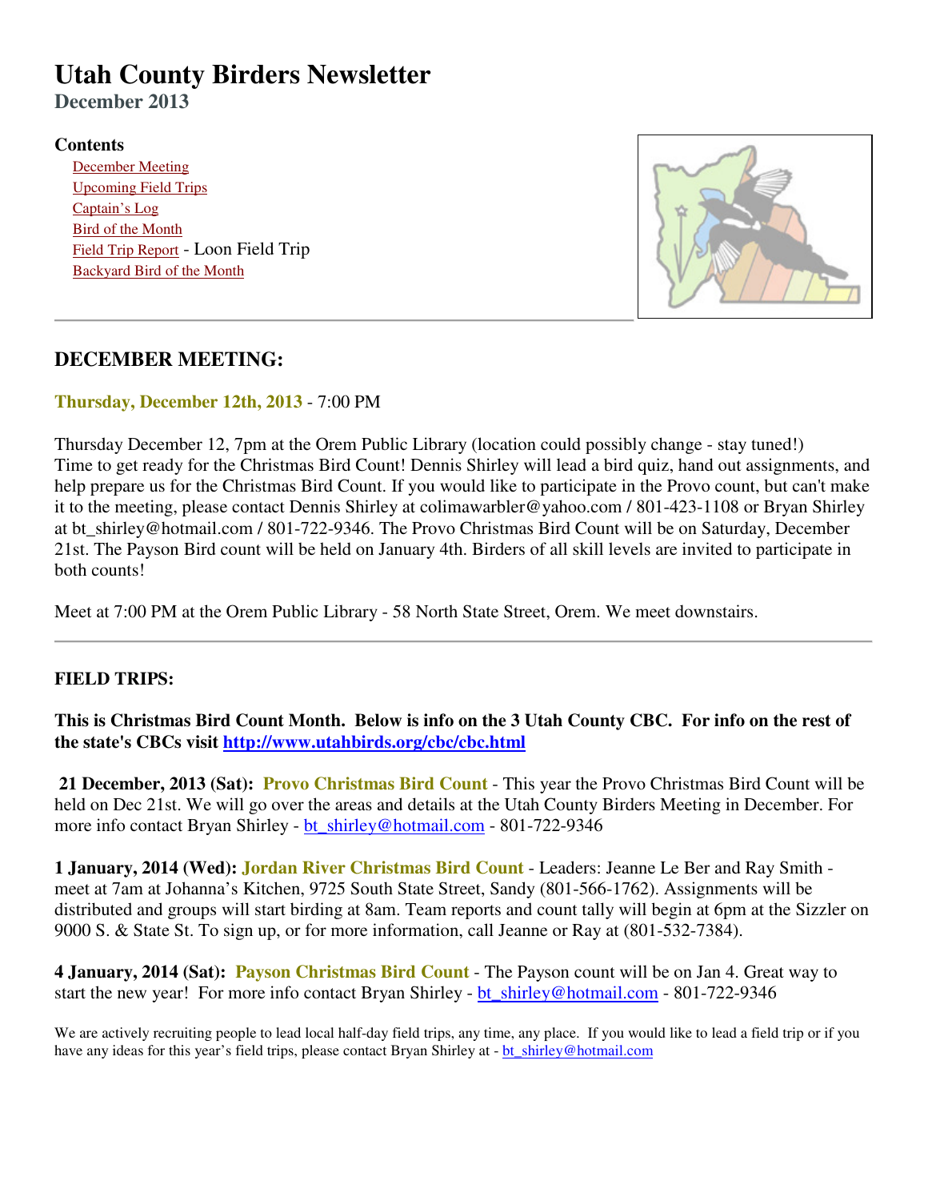# Utah County Birders Newsletter

## December 2013

### Contents

- December Meeting
- Upcoming Field Trips
- Captain's Log
- Bird of the Month
- Field Trip Report - Loon Field Trip
- Backyard Bird of the Month

---

## DECEMBER MEETING:

**Thursday, December 12th, 2013** - 7:00 PM

Thursday December 12, 7pm at the Orem Public Library (location could possibly change - stay tuned!) Time to get ready for the Christmas Bird Count! Dennis Shirley will lead a bird quiz, hand out assignments, and help prepare us for the Christmas Bird Count. If you would like to participate in the Provo count, but can't make it to the meeting, please contact Dennis Shirley at colimawarbler@yahoo.com / 801-423-1108 or Bryan Shirley at bt_shirley@hotmail.com / 801-722-9346. The Provo Christmas Bird Count will be on Saturday, December 21st. The Payson Bird count will be held on January 4th. Birders of all skill levels are invited to participate in both counts!

Meet at 7:00 PM at the Orem Public Library - 58 North State Street, Orem. We meet downstairs.

---

## FIELD TRIPS:

**This is Christmas Bird Count Month. Below is info on the 3 Utah County CBC. For info on the rest of the state's CBCs visit http://www.utahbirds.org/cbc/cbc.html**

**21 December, 2013 (Sat): Provo Christmas Bird Count** - This year the Provo Christmas Bird Count will be held on Dec 21st. We will go over the areas and details at the Utah County Birders Meeting in December. For more info contact Bryan Shirley - bt_shirley@hotmail.com - 801-722-9346

**1 January, 2014 (Wed): Jordan River Christmas Bird Count** - Leaders: Jeanne Le Ber and Ray Smith - meet at 7am at Johanna's Kitchen, 9725 South State Street, Sandy (801-566-1762). Assignments will be distributed and groups will start birding at 8am. Team reports and count tally will begin at 6pm at the Sizzler on 9000 S. & State St. To sign up, or for more information, call Jeanne or Ray at (801-532-7384).

**4 January, 2014 (Sat): Payson Christmas Bird Count** - The Payson count will be on Jan 4. Great way to start the new year! For more info contact Bryan Shirley - bt_shirley@hotmail.com - 801-722-9346

We are actively recruiting people to lead local half-day field trips, any time, any place. If you would like to lead a field trip or if you have any ideas for this year's field trips, please contact Bryan Shirley at - bt_shirley@hotmail.com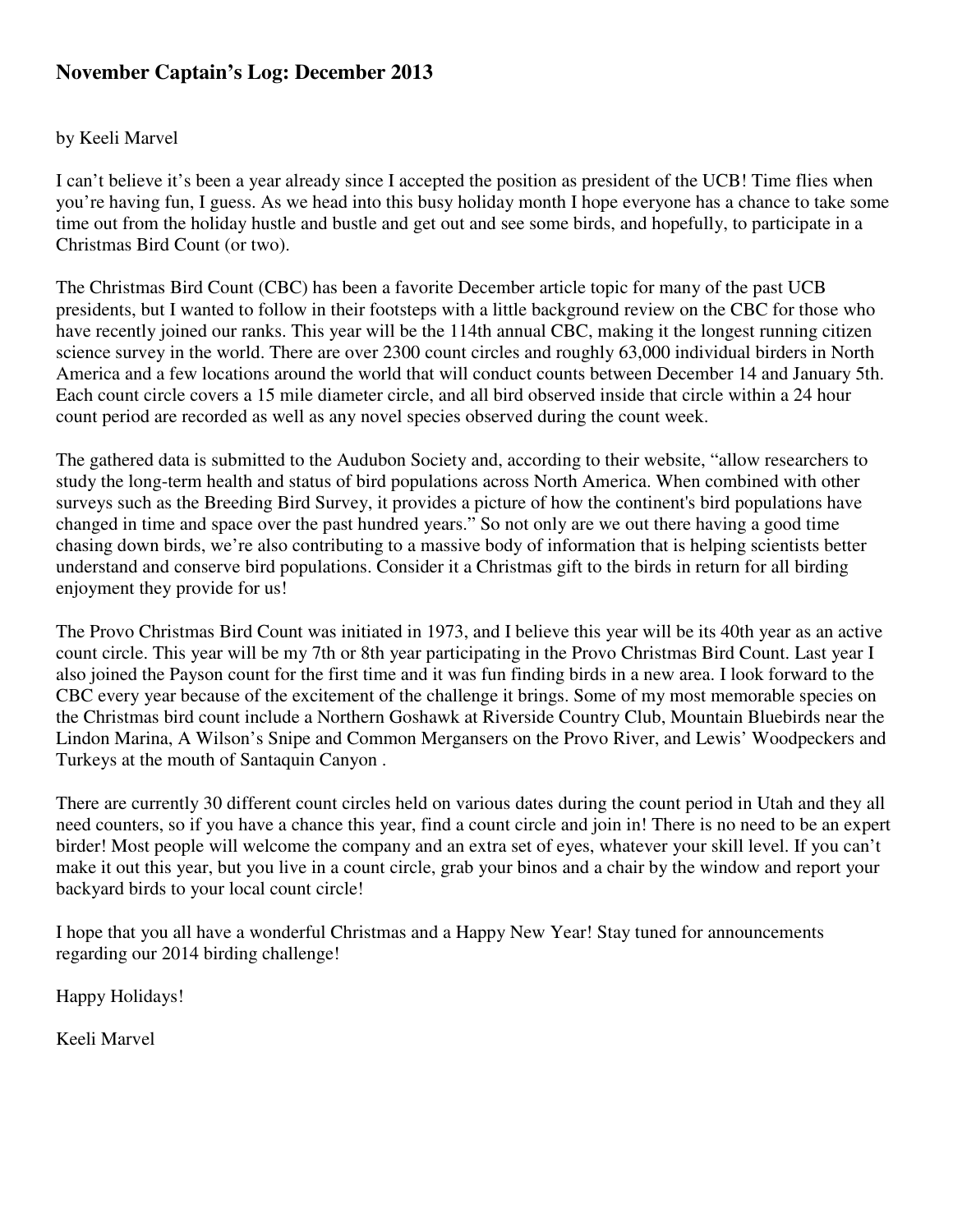## November Captain's Log: December 2013

by Keeli Marvel

I can't believe it's been a year already since I accepted the position as president of the UCB! Time flies when you're having fun, I guess. As we head into this busy holiday month I hope everyone has a chance to take some time out from the holiday hustle and bustle and get out and see some birds, and hopefully, to participate in a Christmas Bird Count (or two).

The Christmas Bird Count (CBC) has been a favorite December article topic for many of the past UCB presidents, but I wanted to follow in their footsteps with a little background review on the CBC for those who have recently joined our ranks. This year will be the 114th annual CBC, making it the longest running citizen science survey in the world. There are over 2300 count circles and roughly 63,000 individual birders in North America and a few locations around the world that will conduct counts between December 14 and January 5th. Each count circle covers a 15 mile diameter circle, and all bird observed inside that circle within a 24 hour count period are recorded as well as any novel species observed during the count week.

The gathered data is submitted to the Audubon Society and, according to their website, "allow researchers to study the long-term health and status of bird populations across North America. When combined with other surveys such as the Breeding Bird Survey, it provides a picture of how the continent's bird populations have changed in time and space over the past hundred years." So not only are we out there having a good time chasing down birds, we're also contributing to a massive body of information that is helping scientists better understand and conserve bird populations. Consider it a Christmas gift to the birds in return for all birding enjoyment they provide for us!

The Provo Christmas Bird Count was initiated in 1973, and I believe this year will be its 40th year as an active count circle. This year will be my 7th or 8th year participating in the Provo Christmas Bird Count. Last year I also joined the Payson count for the first time and it was fun finding birds in a new area. I look forward to the CBC every year because of the excitement of the challenge it brings. Some of my most memorable species on the Christmas bird count include a Northern Goshawk at Riverside Country Club, Mountain Bluebirds near the Lindon Marina, A Wilson's Snipe and Common Mergansers on the Provo River, and Lewis' Woodpeckers and Turkeys at the mouth of Santaquin Canyon .

There are currently 30 different count circles held on various dates during the count period in Utah and they all need counters, so if you have a chance this year, find a count circle and join in! There is no need to be an expert birder! Most people will welcome the company and an extra set of eyes, whatever your skill level. If you can't make it out this year, but you live in a count circle, grab your binos and a chair by the window and report your backyard birds to your local count circle!

I hope that you all have a wonderful Christmas and a Happy New Year! Stay tuned for announcements regarding our 2014 birding challenge!

Happy Holidays!

Keeli Marvel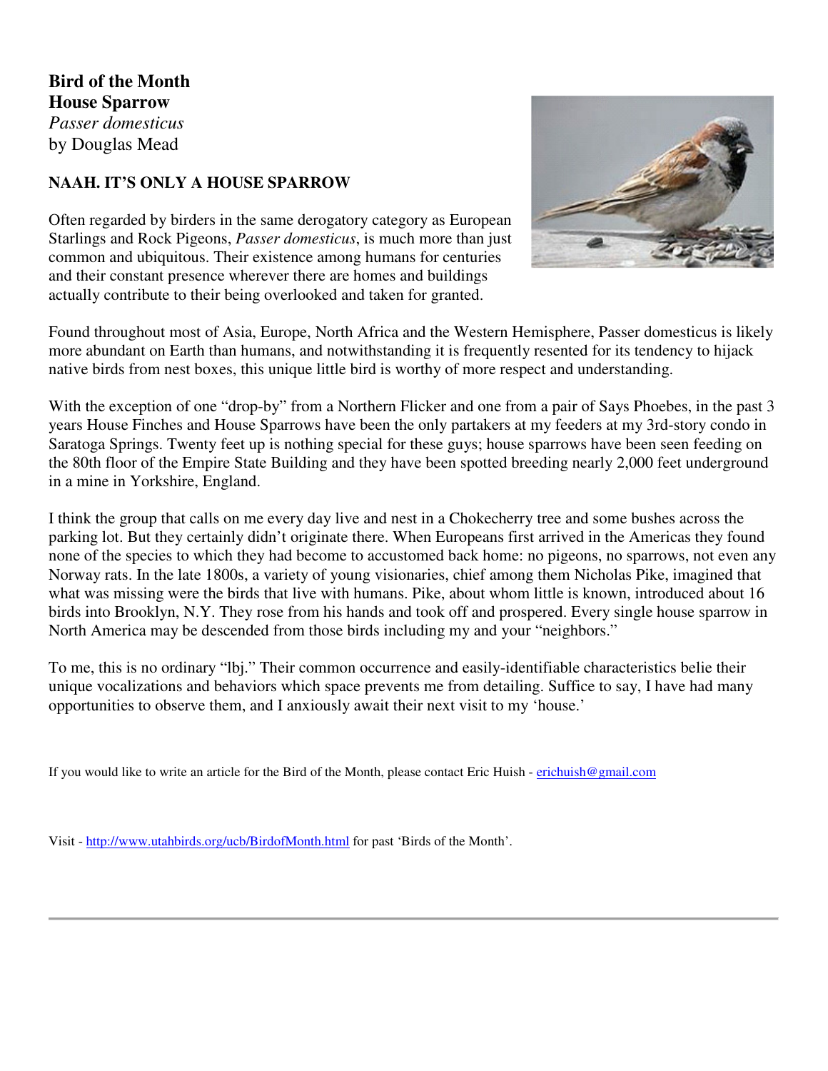**Bird of the Month**
**House Sparrow**
*Passer domesticus*
by Douglas Mead

**NAAH. IT'S ONLY A HOUSE SPARROW**

Often regarded by birders in the same derogatory category as European Starlings and Rock Pigeons, *Passer domesticus*, is much more than just common and ubiquitous. Their existence among humans for centuries and their constant presence wherever there are homes and buildings actually contribute to their being overlooked and taken for granted.

Found throughout most of Asia, Europe, North Africa and the Western Hemisphere, Passer domesticus is likely more abundant on Earth than humans, and notwithstanding it is frequently resented for its tendency to hijack native birds from nest boxes, this unique little bird is worthy of more respect and understanding.

With the exception of one "drop-by" from a Northern Flicker and one from a pair of Says Phoebes, in the past 3 years House Finches and House Sparrows have been the only partakers at my feeders at my 3rd-story condo in Saratoga Springs. Twenty feet up is nothing special for these guys; house sparrows have been seen feeding on the 80th floor of the Empire State Building and they have been spotted breeding nearly 2,000 feet underground in a mine in Yorkshire, England.

I think the group that calls on me every day live and nest in a Chokecherry tree and some bushes across the parking lot. But they certainly didn't originate there. When Europeans first arrived in the Americas they found none of the species to which they had become to accustomed back home: no pigeons, no sparrows, not even any Norway rats. In the late 1800s, a variety of young visionaries, chief among them Nicholas Pike, imagined that what was missing were the birds that live with humans. Pike, about whom little is known, introduced about 16 birds into Brooklyn, N.Y. They rose from his hands and took off and prospered. Every single house sparrow in North America may be descended from those birds including my and your "neighbors."

To me, this is no ordinary "lbj." Their common occurrence and easily-identifiable characteristics belie their unique vocalizations and behaviors which space prevents me from detailing. Suffice to say, I have had many opportunities to observe them, and I anxiously await their next visit to my 'house.'

If you would like to write an article for the Bird of the Month, please contact Eric Huish - erichuish@gmail.com

Visit - http://www.utahbirds.org/ucb/BirdofMonth.html for past 'Birds of the Month'.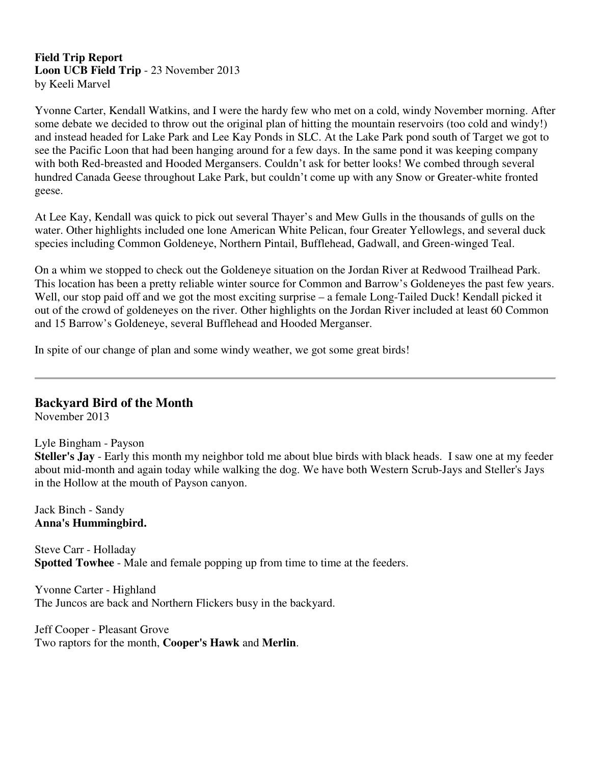**Field Trip Report**
**Loon UCB Field Trip** - 23 November 2013
by Keeli Marvel

Yvonne Carter, Kendall Watkins, and I were the hardy few who met on a cold, windy November morning. After some debate we decided to throw out the original plan of hitting the mountain reservoirs (too cold and windy!) and instead headed for Lake Park and Lee Kay Ponds in SLC. At the Lake Park pond south of Target we got to see the Pacific Loon that had been hanging around for a few days. In the same pond it was keeping company with both Red-breasted and Hooded Mergansers. Couldn't ask for better looks! We combed through several hundred Canada Geese throughout Lake Park, but couldn't come up with any Snow or Greater-white fronted geese.

At Lee Kay, Kendall was quick to pick out several Thayer's and Mew Gulls in the thousands of gulls on the water. Other highlights included one lone American White Pelican, four Greater Yellowlegs, and several duck species including Common Goldeneye, Northern Pintail, Bufflehead, Gadwall, and Green-winged Teal.

On a whim we stopped to check out the Goldeneye situation on the Jordan River at Redwood Trailhead Park. This location has been a pretty reliable winter source for Common and Barrow's Goldeneyes the past few years. Well, our stop paid off and we got the most exciting surprise – a female Long-Tailed Duck! Kendall picked it out of the crowd of goldeneyes on the river. Other highlights on the Jordan River included at least 60 Common and 15 Barrow's Goldeneye, several Bufflehead and Hooded Merganser.

In spite of our change of plan and some windy weather, we got some great birds!

---

## Backyard Bird of the Month

November 2013

Lyle Bingham - Payson
**Steller's Jay** - Early this month my neighbor told me about blue birds with black heads. I saw one at my feeder about mid-month and again today while walking the dog. We have both Western Scrub-Jays and Steller's Jays in the Hollow at the mouth of Payson canyon.

Jack Binch - Sandy
**Anna's Hummingbird.**

Steve Carr - Holladay
**Spotted Towhee** - Male and female popping up from time to time at the feeders.

Yvonne Carter - Highland
The Juncos are back and Northern Flickers busy in the backyard.

Jeff Cooper - Pleasant Grove
Two raptors for the month, **Cooper's Hawk** and **Merlin**.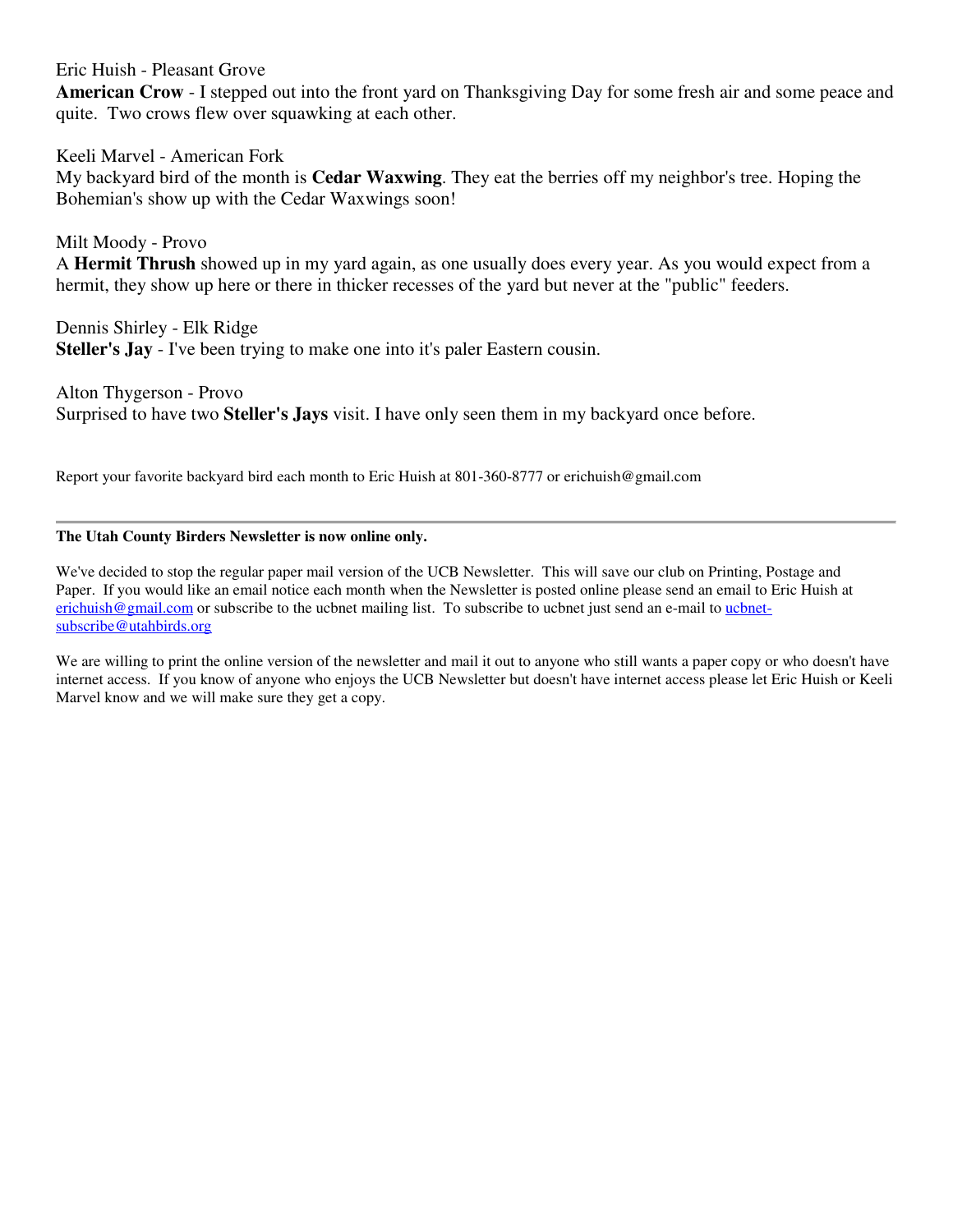Eric Huish - Pleasant Grove
**American Crow** - I stepped out into the front yard on Thanksgiving Day for some fresh air and some peace and quite. Two crows flew over squawking at each other.

Keeli Marvel - American Fork
My backyard bird of the month is **Cedar Waxwing**. They eat the berries off my neighbor's tree. Hoping the Bohemian's show up with the Cedar Waxwings soon!

Milt Moody - Provo
A **Hermit Thrush** showed up in my yard again, as one usually does every year. As you would expect from a hermit, they show up here or there in thicker recesses of the yard but never at the "public" feeders.

Dennis Shirley - Elk Ridge
**Steller's Jay** - I've been trying to make one into it's paler Eastern cousin.

Alton Thygerson - Provo
Surprised to have two **Steller's Jays** visit. I have only seen them in my backyard once before.

Report your favorite backyard bird each month to Eric Huish at 801-360-8777 or erichuish@gmail.com

---

**The Utah County Birders Newsletter is now online only.**

We've decided to stop the regular paper mail version of the UCB Newsletter. This will save our club on Printing, Postage and Paper. If you would like an email notice each month when the Newsletter is posted online please send an email to Eric Huish at erichuish@gmail.com or subscribe to the ucbnet mailing list. To subscribe to ucbnet just send an e-mail to ucbnet-subscribe@utahbirds.org

We are willing to print the online version of the newsletter and mail it out to anyone who still wants a paper copy or who doesn't have internet access. If you know of anyone who enjoys the UCB Newsletter but doesn't have internet access please let Eric Huish or Keeli Marvel know and we will make sure they get a copy.